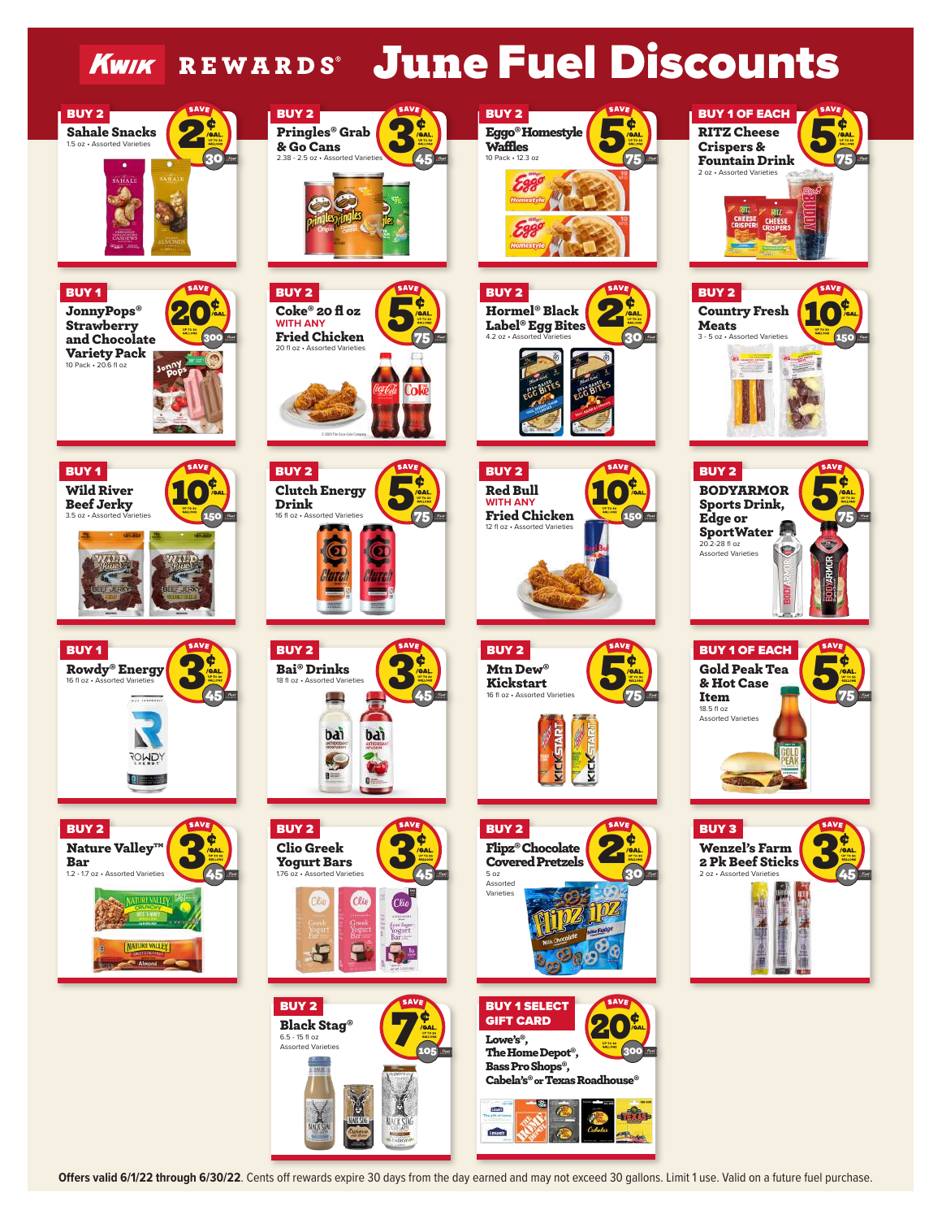# Kwik REWARDS® June Fuel Discounts

**BUY 2**
**Sahale Snacks**
1.5 oz • Assorted Varieties
SAVE 2¢/GAL. UP TO 30 GALLONS — 30

**BUY 2**
**Pringles® Grab & Go Cans**
2.38 - 2.5 oz • Assorted Varieties
SAVE 3¢/GAL. UP TO 30 GALLONS — 45

**BUY 2**
**Eggo® Homestyle Waffles**
10 Pack • 12.3 oz
SAVE 5¢/GAL. UP TO 30 GALLONS — 75

**BUY 1 OF EACH**
**RITZ Cheese Crispers & Fountain Drink**
2 oz • Assorted Varieties
SAVE 5¢/GAL. UP TO 30 GALLONS — 75

**BUY 1**
**JonnyPops® Strawberry and Chocolate Variety Pack**
10 Pack • 20.6 fl oz
SAVE 20¢/GAL. UP TO 30 GALLONS — 300

**BUY 2**
**Coke® 20 fl oz WITH ANY Fried Chicken**
20 fl oz • Assorted Varieties
SAVE 5¢/GAL. UP TO 30 GALLONS — 75

**BUY 2**
**Hormel® Black Label® Egg Bites**
4.2 oz • Assorted Varieties
SAVE 2¢/GAL. UP TO 30 GALLONS — 30

**BUY 2**
**Country Fresh Meats**
3 - 5 oz • Assorted Varieties
SAVE 10¢/GAL. UP TO 30 GALLONS — 150

**BUY 1**
**Wild River Beef Jerky**
3.5 oz • Assorted Varieties
SAVE 10¢/GAL. UP TO 30 GALLONS — 150

**BUY 2**
**Clutch Energy Drink**
16 fl oz • Assorted Varieties
SAVE 5¢/GAL. UP TO 30 GALLONS — 75

**BUY 2**
**Red Bull WITH ANY Fried Chicken**
12 fl oz • Assorted Varieties
SAVE 10¢/GAL. UP TO 30 GALLONS — 150

**BUY 2**
**BODYARMOR Sports Drink, Edge or SportWater**
20.2-28 fl oz
Assorted Varieties
SAVE 5¢/GAL. UP TO 30 GALLONS — 75

**BUY 1**
**Rowdy® Energy**
16 fl oz • Assorted Varieties
SAVE 3¢/GAL. UP TO 30 GALLONS — 45

**BUY 2**
**Bai® Drinks**
18 fl oz • Assorted Varieties
SAVE 3¢/GAL. UP TO 30 GALLONS — 45

**BUY 2**
**Mtn Dew® Kickstart**
16 fl oz • Assorted Varieties
SAVE 5¢/GAL. UP TO 30 GALLONS — 75

**BUY 1 OF EACH**
**Gold Peak Tea & Hot Case Item**
18.5 fl oz
Assorted Varieties
SAVE 5¢/GAL. UP TO 30 GALLONS — 75

**BUY 2**
**Nature Valley™ Bar**
1.2 - 1.7 oz • Assorted Varieties
SAVE 3¢/GAL. UP TO 30 GALLONS — 45

**BUY 2**
**Clio Greek Yogurt Bars**
1.76 oz • Assorted Varieties
SAVE 3¢/GAL. UP TO 30 GALLONS — 45

**BUY 2**
**Flipz® Chocolate Covered Pretzels**
5 oz
Assorted Varieties
SAVE 2¢/GAL. UP TO 30 GALLONS — 30

**BUY 3**
**Wenzel's Farm 2 Pk Beef Sticks**
2 oz • Assorted Varieties
SAVE 3¢/GAL. UP TO 30 GALLONS — 45

**BUY 2**
**Black Stag®**
6.5 - 15 fl oz
Assorted Varieties
SAVE 7¢/GAL. UP TO 30 GALLONS — 105

**BUY 1 SELECT GIFT CARD**
**Lowe's®, The Home Depot®, Bass Pro Shops®, Cabela's® or Texas Roadhouse®**
SAVE 20¢/GAL. UP TO 30 GALLONS — 300

**Offers valid 6/1/22 through 6/30/22**. Cents off rewards expire 30 days from the day earned and may not exceed 30 gallons. Limit 1 use. Valid on a future fuel purchase.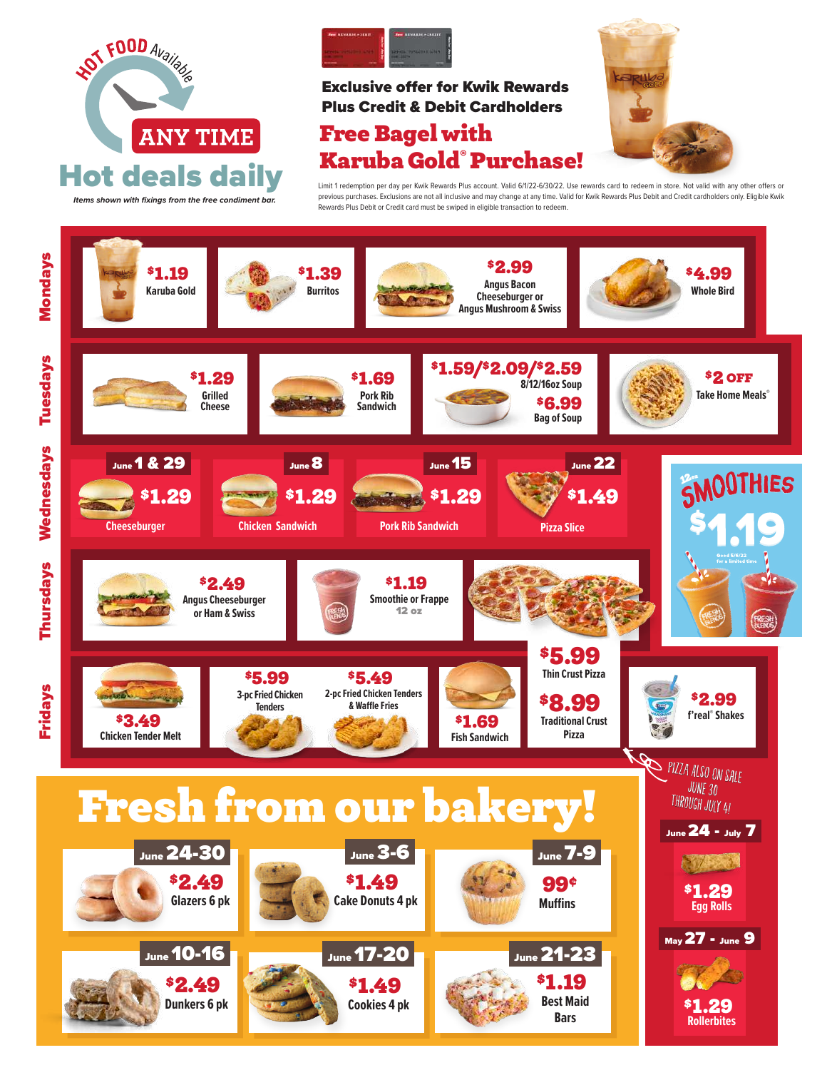# HOT FOOD Available ANY TIME

## Hot deals daily

*Items shown with fixings from the free condiment bar.*

**Exclusive offer for Kwik Rewards Plus Credit & Debit Cardholders**

## Free Bagel with Karuba Gold® Purchase!

Limit 1 redemption per day per Kwik Rewards Plus account. Valid 6/1/22-6/30/22. Use rewards card to redeem in store. Not valid with any other offers or previous purchases. Exclusions are not all inclusive and may change at any time. Valid for Kwik Rewards Plus Debit and Credit cardholders only. Eligible Kwik Rewards Plus Debit or Credit card must be swiped in eligible transaction to redeem.

## Mondays

- $1.19 Karuba Gold
- $1.39 Burritos
- $2.99 Angus Bacon Cheeseburger or Angus Mushroom & Swiss
- $4.99 Whole Bird

## Tuesdays

- $1.29 Grilled Cheese
- $1.69 Pork Rib Sandwich
- $1.59/$2.09/$2.59 8/12/16oz Soup
- $6.99 Bag of Soup
- $2 OFF Take Home Meals®

## Wednesdays

- June 1 & 29: $1.29 Cheeseburger
- June 8: $1.29 Chicken Sandwich
- June 15: $1.29 Pork Rib Sandwich
- June 22: $1.49 Pizza Slice

## Thursdays

- $2.49 Angus Cheeseburger or Ham & Swiss
- $1.19 Smoothie or Frappe 12 oz

## 12oz SMOOTHIES $1.19

Good 5/6/22 for a limited time

## Fridays

- $3.49 Chicken Tender Melt
- $5.99 3-pc Fried Chicken Tenders
- $5.49 2-pc Fried Chicken Tenders & Waffle Fries
- $1.69 Fish Sandwich
- $5.99 Thin Crust Pizza
- $8.99 Traditional Crust Pizza
- $2.99 f'real® Shakes

PIZZA ALSO ON SALE JUNE 30 THROUGH JULY 4!

# Fresh from our bakery!

- June 24-30: $2.49 Glazers 6 pk
- June 3-6: $1.49 Cake Donuts 4 pk
- June 7-9: 99¢ Muffins
- June 10-16: $2.49 Dunkers 6 pk
- June 17-20: $1.49 Cookies 4 pk
- June 21-23: $1.19 Best Maid Bars

- June 24 - July 7: $1.29 Egg Rolls
- May 27 - June 9: $1.29 Rollerbites